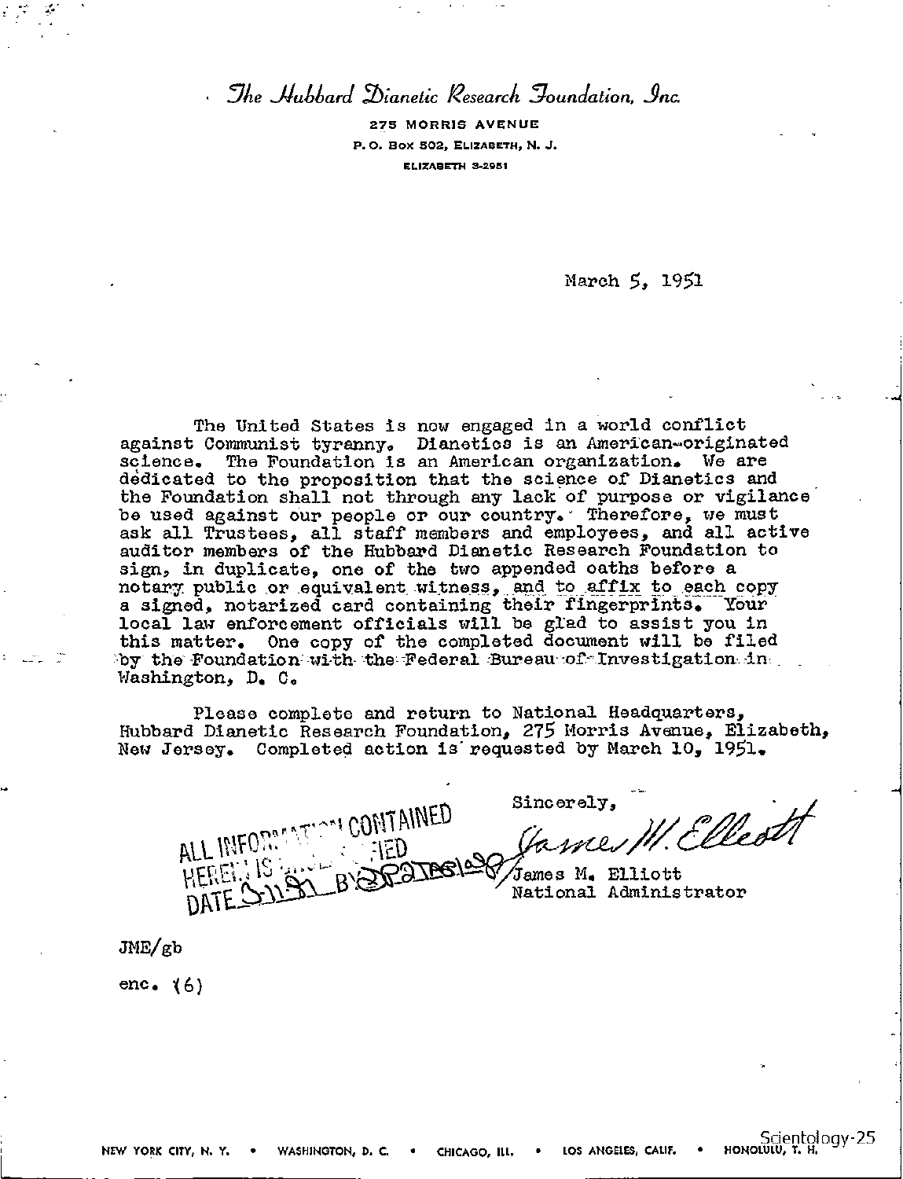*The Hubbard Dianetic Research Foundation, Inc.*

275 MORRIS AVENUE
P. O. BOX 502, ELIZABETH, N. J.
ELIZABETH 3-2951

March 5, 1951

The United States is now engaged in a world conflict against Communist tyranny. Dianetics is an American-originated science. The Foundation is an American organization. We are dedicated to the proposition that the science of Dianetics and the Foundation shall not through any lack of purpose or vigilance be used against our people or our country. Therefore, we must ask all Trustees, all staff members and employees, and all active auditor members of the Hubbard Dianetic Research Foundation to sign, in duplicate, one of the two appended oaths before a notary public or equivalent witness, and to affix to each copy a signed, notarized card containing their fingerprints. Your local law enforcement officials will be glad to assist you in this matter. One copy of the completed document will be filed by the Foundation with the Federal Bureau of Investigation in Washington, D. C.

Please complete and return to National Headquarters, Hubbard Dianetic Research Foundation, 275 Morris Avenue, Elizabeth, New Jersey. Completed action is requested by March 10, 1951.

Sincerely,

James M. Elliott
James M. Elliott
National Administrator

ALL INFORMATION CONTAINED HEREIN IS UNCLASSIFIED DATE 3-11-91 BY SP2TAB

JME/gb

enc. (6)

NEW YORK CITY, N. Y. • WASHINGTON, D. C. • CHICAGO, ILL. • LOS ANGELES, CALIF. • HONOLULU, T. H.

Scientology-25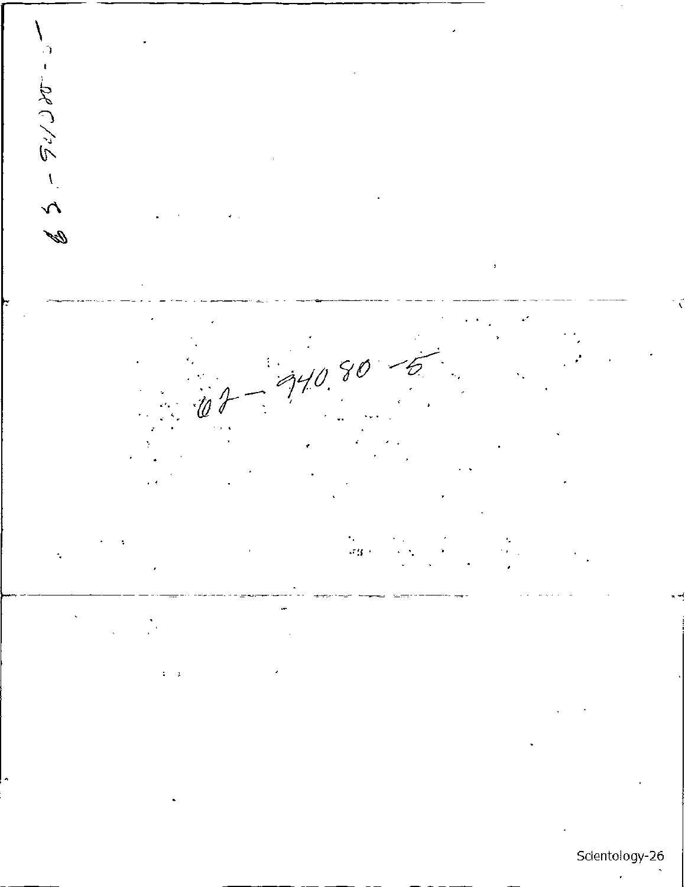62 - 94080 - 5

63 - 9402 - 5 - 1

Scientology-26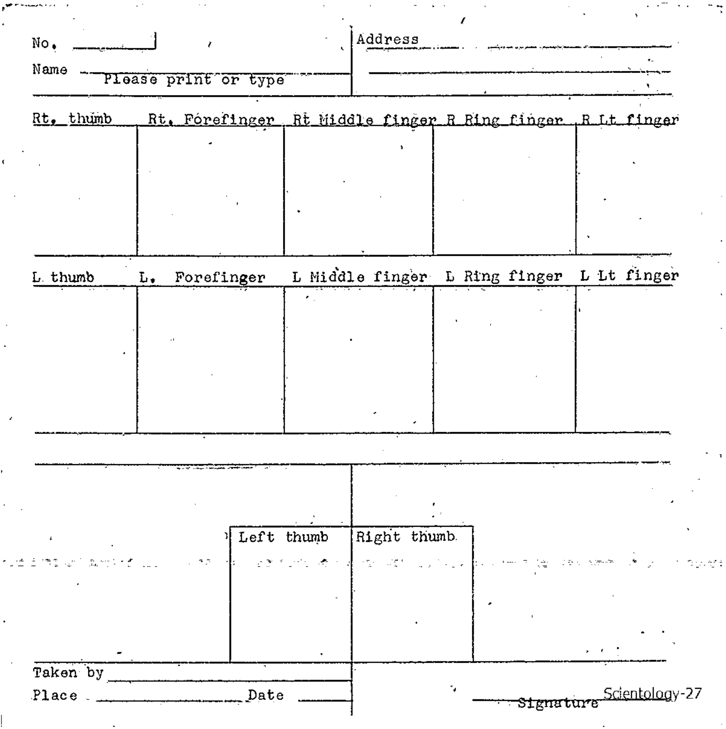No. ________

Name ________________________________
Please print or type

Address ________________________________

________________________________

| Rt. thumb | Rt. Forefinger | Rt Middle finger | R Ring finger | R Lt finger |
|---|---|---|---|---|
| | | | | |

| L. thumb | L. Forefinger | L Middle finger | L Ring finger | L Lt finger |
|---|---|---|---|---|
| | | | | |

| Left thumb | Right thumb |
|---|---|
| | |

Taken by ________________________________

Place ____________________ Date __________

________________ Signature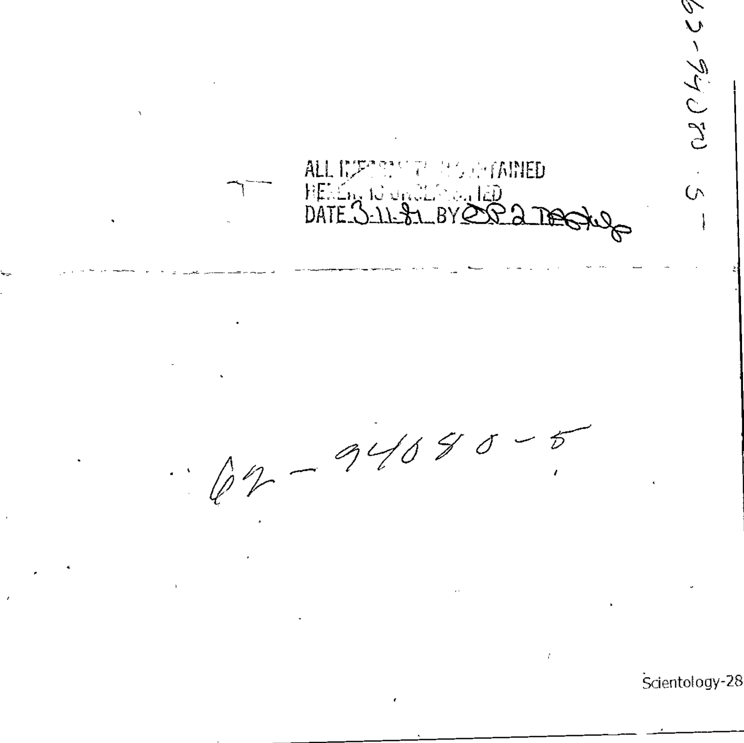ALL INFORMATION CONTAINED
HEREIN IS UNCLASSIFIED
DATE 3-11-81 BY SP2 TDE/llo

62-94080-5

62-94080-5

Scientology-28